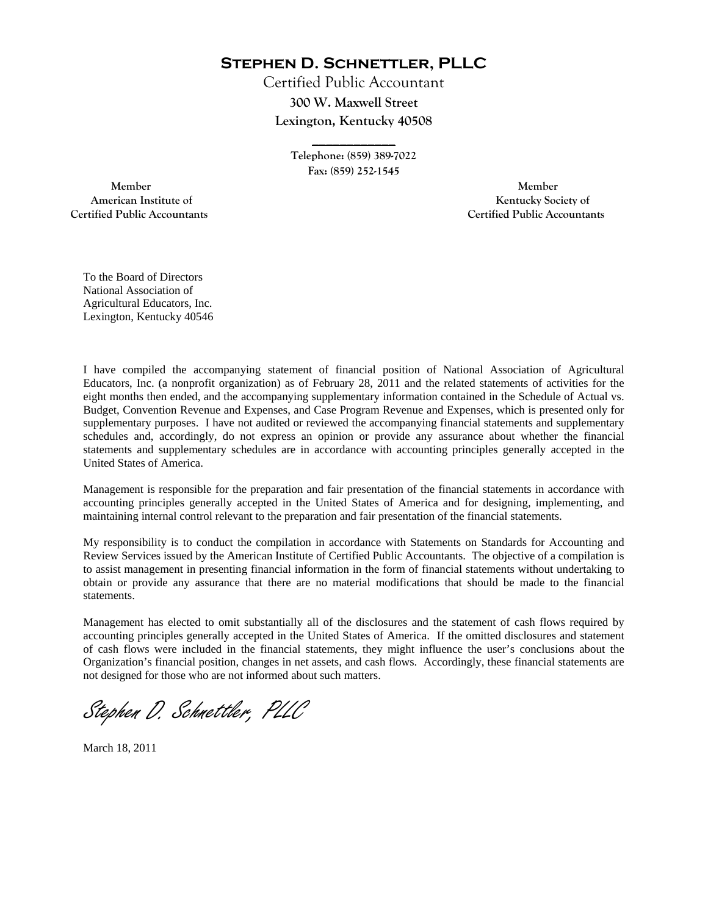# Stephen D. Schnettler, PLLC

Certified Public Accountant

300 W. Maxwell Street

Lexington, Kentucky 40508

Telephone: (859) 389-7022

Fax: (859) 252-1545

Member
American Institute of
Certified Public Accountants

Member
Kentucky Society of
Certified Public Accountants

To the Board of Directors
National Association of
Agricultural Educators, Inc.
Lexington, Kentucky 40546

I have compiled the accompanying statement of financial position of National Association of Agricultural Educators, Inc. (a nonprofit organization) as of February 28, 2011 and the related statements of activities for the eight months then ended, and the accompanying supplementary information contained in the Schedule of Actual vs. Budget, Convention Revenue and Expenses, and Case Program Revenue and Expenses, which is presented only for supplementary purposes. I have not audited or reviewed the accompanying financial statements and supplementary schedules and, accordingly, do not express an opinion or provide any assurance about whether the financial statements and supplementary schedules are in accordance with accounting principles generally accepted in the United States of America.

Management is responsible for the preparation and fair presentation of the financial statements in accordance with accounting principles generally accepted in the United States of America and for designing, implementing, and maintaining internal control relevant to the preparation and fair presentation of the financial statements.

My responsibility is to conduct the compilation in accordance with Statements on Standards for Accounting and Review Services issued by the American Institute of Certified Public Accountants. The objective of a compilation is to assist management in presenting financial information in the form of financial statements without undertaking to obtain or provide any assurance that there are no material modifications that should be made to the financial statements.

Management has elected to omit substantially all of the disclosures and the statement of cash flows required by accounting principles generally accepted in the United States of America. If the omitted disclosures and statement of cash flows were included in the financial statements, they might influence the user's conclusions about the Organization's financial position, changes in net assets, and cash flows. Accordingly, these financial statements are not designed for those who are not informed about such matters.

*Stephen D. Schnettler, PLLC*

March 18, 2011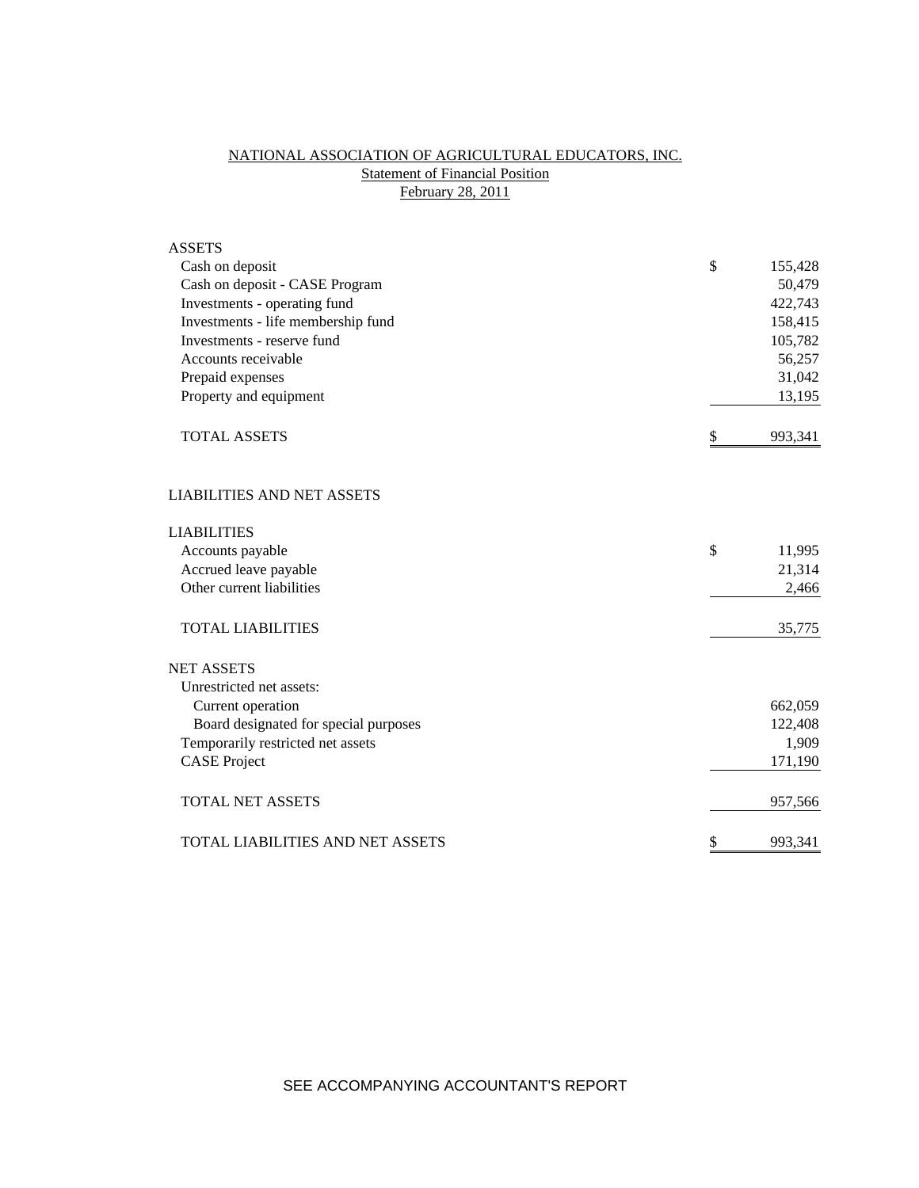# NATIONAL ASSOCIATION OF AGRICULTURAL EDUCATORS, INC.

## Statement of Financial Position

## February 28, 2011

| | |
|---|---|
| **ASSETS** | |
| Cash on deposit | $ 155,428 |
| Cash on deposit - CASE Program | 50,479 |
| Investments - operating fund | 422,743 |
| Investments - life membership fund | 158,415 |
| Investments - reserve fund | 105,782 |
| Accounts receivable | 56,257 |
| Prepaid expenses | 31,042 |
| Property and equipment | 13,195 |
| TOTAL ASSETS | $ 993,341 |
| | |
| **LIABILITIES AND NET ASSETS** | |
| | |
| **LIABILITIES** | |
| Accounts payable | $ 11,995 |
| Accrued leave payable | 21,314 |
| Other current liabilities | 2,466 |
| TOTAL LIABILITIES | 35,775 |
| | |
| **NET ASSETS** | |
| Unrestricted net assets: | |
| Current operation | 662,059 |
| Board designated for special purposes | 122,408 |
| Temporarily restricted net assets | 1,909 |
| CASE Project | 171,190 |
| TOTAL NET ASSETS | 957,566 |
| | |
| TOTAL LIABILITIES AND NET ASSETS | $ 993,341 |

SEE ACCOMPANYING ACCOUNTANT'S REPORT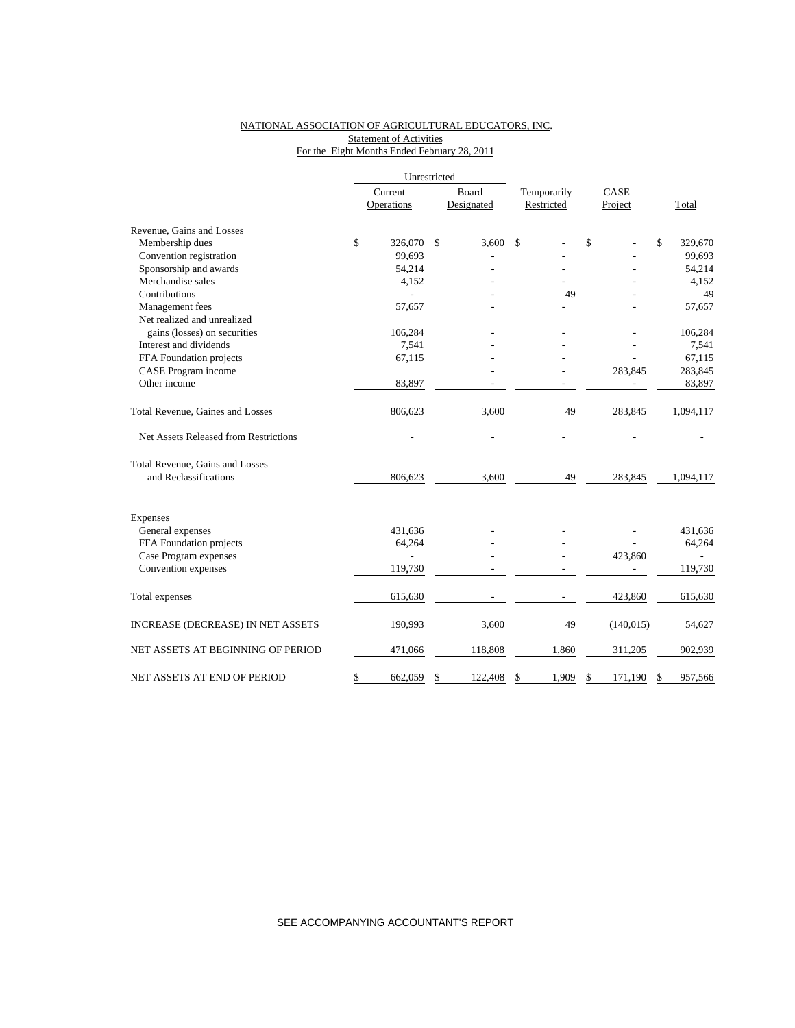NATIONAL ASSOCIATION OF AGRICULTURAL EDUCATORS, INC.
Statement of Activities
For the Eight Months Ended February 28, 2011

| | Unrestricted | | | | |
|---|---|---|---|---|---|
| | Current Operations | Board Designated | Temporarily Restricted | CASE Project | Total |
| **Revenue, Gains and Losses** | | | | | |
| Membership dues | $ 326,070 | $ 3,600 | $ - | $ - | $ 329,670 |
| Convention registration | 99,693 | - | - | - | 99,693 |
| Sponsorship and awards | 54,214 | - | - | - | 54,214 |
| Merchandise sales | 4,152 | - | - | - | 4,152 |
| Contributions | - | - | 49 | - | 49 |
| Management fees | 57,657 | - | - | - | 57,657 |
| Net realized and unrealized gains (losses) on securities | 106,284 | - | - | - | 106,284 |
| Interest and dividends | 7,541 | - | - | - | 7,541 |
| FFA Foundation projects | 67,115 | - | - | - | 67,115 |
| CASE Program income | | - | - | 283,845 | 283,845 |
| Other income | 83,897 | - | - | - | 83,897 |
| Total Revenue, Gaines and Losses | 806,623 | 3,600 | 49 | 283,845 | 1,094,117 |
| Net Assets Released from Restrictions | - | - | - | - | - |
| Total Revenue, Gains and Losses and Reclassifications | 806,623 | 3,600 | 49 | 283,845 | 1,094,117 |
| **Expenses** | | | | | |
| General expenses | 431,636 | - | - | - | 431,636 |
| FFA Foundation projects | 64,264 | - | - | - | 64,264 |
| Case Program expenses | - | - | - | 423,860 | - |
| Convention expenses | 119,730 | - | - | - | 119,730 |
| Total expenses | 615,630 | - | - | 423,860 | 615,630 |
| INCREASE (DECREASE) IN NET ASSETS | 190,993 | 3,600 | 49 | (140,015) | 54,627 |
| NET ASSETS AT BEGINNING OF PERIOD | 471,066 | 118,808 | 1,860 | 311,205 | 902,939 |
| NET ASSETS AT END OF PERIOD | $ 662,059 | $ 122,408 | $ 1,909 | $ 171,190 | $ 957,566 |

SEE ACCOMPANYING ACCOUNTANT'S REPORT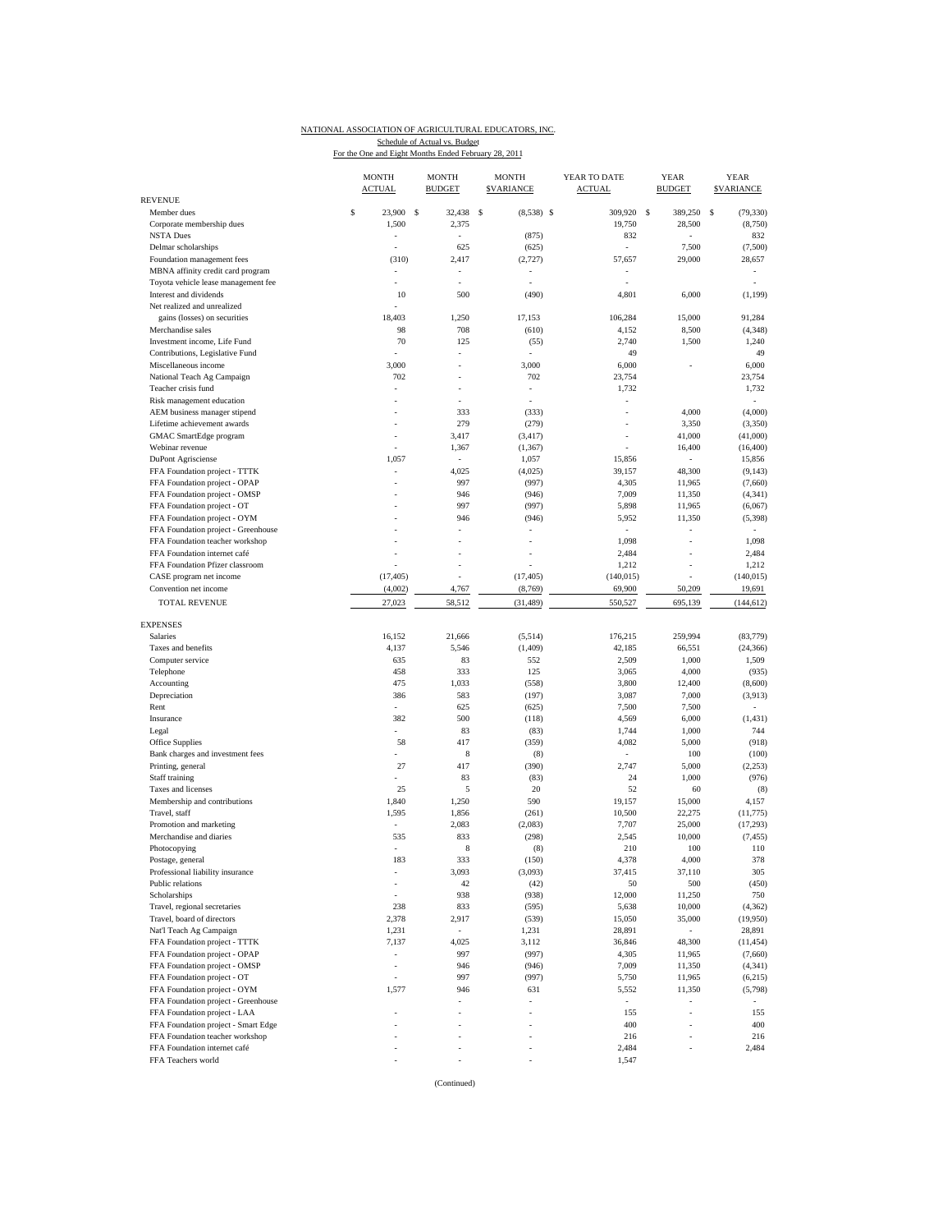NATIONAL ASSOCIATION OF AGRICULTURAL EDUCATORS, INC.

Schedule of Actual vs. Budget

For the One and Eight Months Ended February 28, 2011

| | MONTH ACTUAL | MONTH BUDGET | MONTH $VARIANCE | YEAR TO DATE ACTUAL | YEAR BUDGET | YEAR $VARIANCE |
|---|---|---|---|---|---|---|
| **REVENUE** | | | | | | |
| Member dues | $ 23,900 | $ 32,438 | $ (8,538) | $ 309,920 | $ 389,250 | $ (79,330) |
| Corporate membership dues | 1,500 | 2,375 | (875) | 19,750 | 28,500 | (8,750) |
| NSTA Dues | - | - | - | 832 | - | 832 |
| Delmar scholarships | - | 625 | (625) | - | 7,500 | (7,500) |
| Foundation management fees | (310) | 2,417 | (2,727) | 57,657 | 29,000 | 28,657 |
| MBNA affinity credit card program | - | - | - | - | | - |
| Toyota vehicle lease management fee | - | - | - | - | | - |
| Interest and dividends | 10 | 500 | (490) | 4,801 | 6,000 | (1,199) |
| Net realized and unrealized | - | | | | | |
| gains (losses) on securities | 18,403 | 1,250 | 17,153 | 106,284 | 15,000 | 91,284 |
| Merchandise sales | 98 | 708 | (610) | 4,152 | 8,500 | (4,348) |
| Investment income, Life Fund | 70 | 125 | (55) | 2,740 | 1,500 | 1,240 |
| Contributions, Legislative Fund | - | - | - | 49 | | 49 |
| Miscellaneous income | 3,000 | - | 3,000 | 6,000 | - | 6,000 |
| National Teach Ag Campaign | 702 | - | 702 | 23,754 | | 23,754 |
| Teacher crisis fund | - | - | - | 1,732 | | 1,732 |
| Risk management education | - | - | - | - | | - |
| AEM business manager stipend | - | 333 | (333) | - | 4,000 | (4,000) |
| Lifetime achievement awards | - | 279 | (279) | - | 3,350 | (3,350) |
| GMAC SmartEdge program | - | 3,417 | (3,417) | - | 41,000 | (41,000) |
| Webinar revenue | - | 1,367 | (1,367) | - | 16,400 | (16,400) |
| DuPont Agrisciense | 1,057 | - | 1,057 | 15,856 | - | 15,856 |
| FFA Foundation project - TTTK | - | 4,025 | (4,025) | 39,157 | 48,300 | (9,143) |
| FFA Foundation project - OPAP | - | 997 | (997) | 4,305 | 11,965 | (7,660) |
| FFA Foundation project - OMSP | - | 946 | (946) | 7,009 | 11,350 | (4,341) |
| FFA Foundation project - OT | - | 997 | (997) | 5,898 | 11,965 | (6,067) |
| FFA Foundation project - OYM | - | 946 | (946) | 5,952 | 11,350 | (5,398) |
| FFA Foundation project - Greenhouse | - | - | - | - | - | - |
| FFA Foundation teacher workshop | - | - | - | 1,098 | - | 1,098 |
| FFA Foundation internet café | - | - | - | 2,484 | - | 2,484 |
| FFA Foundation Pfizer classroom | - | - | - | 1,212 | - | 1,212 |
| CASE program net income | (17,405) | - | (17,405) | (140,015) | - | (140,015) |
| Convention net income | (4,002) | 4,767 | (8,769) | 69,900 | 50,209 | 19,691 |
| TOTAL REVENUE | 27,023 | 58,512 | (31,489) | 550,527 | 695,139 | (144,612) |
| **EXPENSES** | | | | | | |
| Salaries | 16,152 | 21,666 | (5,514) | 176,215 | 259,994 | (83,779) |
| Taxes and benefits | 4,137 | 5,546 | (1,409) | 42,185 | 66,551 | (24,366) |
| Computer service | 635 | 83 | 552 | 2,509 | 1,000 | 1,509 |
| Telephone | 458 | 333 | 125 | 3,065 | 4,000 | (935) |
| Accounting | 475 | 1,033 | (558) | 3,800 | 12,400 | (8,600) |
| Depreciation | 386 | 583 | (197) | 3,087 | 7,000 | (3,913) |
| Rent | - | 625 | (625) | 7,500 | 7,500 | - |
| Insurance | 382 | 500 | (118) | 4,569 | 6,000 | (1,431) |
| Legal | - | 83 | (83) | 1,744 | 1,000 | 744 |
| Office Supplies | 58 | 417 | (359) | 4,082 | 5,000 | (918) |
| Bank charges and investment fees | - | 8 | (8) | - | 100 | (100) |
| Printing, general | 27 | 417 | (390) | 2,747 | 5,000 | (2,253) |
| Staff training | - | 83 | (83) | 24 | 1,000 | (976) |
| Taxes and licenses | 25 | 5 | 20 | 52 | 60 | (8) |
| Membership and contributions | 1,840 | 1,250 | 590 | 19,157 | 15,000 | 4,157 |
| Travel, staff | 1,595 | 1,856 | (261) | 10,500 | 22,275 | (11,775) |
| Promotion and marketing | - | 2,083 | (2,083) | 7,707 | 25,000 | (17,293) |
| Merchandise and diaries | 535 | 833 | (298) | 2,545 | 10,000 | (7,455) |
| Photocopying | - | 8 | (8) | 210 | 100 | 110 |
| Postage, general | 183 | 333 | (150) | 4,378 | 4,000 | 378 |
| Professional liability insurance | - | 3,093 | (3,093) | 37,415 | 37,110 | 305 |
| Public relations | - | 42 | (42) | 50 | 500 | (450) |
| Scholarships | - | 938 | (938) | 12,000 | 11,250 | 750 |
| Travel, regional secretaries | 238 | 833 | (595) | 5,638 | 10,000 | (4,362) |
| Travel, board of directors | 2,378 | 2,917 | (539) | 15,050 | 35,000 | (19,950) |
| Nat'l Teach Ag Campaign | 1,231 | - | 1,231 | 28,891 | - | 28,891 |
| FFA Foundation project - TTTK | 7,137 | 4,025 | 3,112 | 36,846 | 48,300 | (11,454) |
| FFA Foundation project - OPAP | - | 997 | (997) | 4,305 | 11,965 | (7,660) |
| FFA Foundation project - OMSP | - | 946 | (946) | 7,009 | 11,350 | (4,341) |
| FFA Foundation project - OT | - | 997 | (997) | 5,750 | 11,965 | (6,215) |
| FFA Foundation project - OYM | 1,577 | 946 | 631 | 5,552 | 11,350 | (5,798) |
| FFA Foundation project - Greenhouse | | - | - | - | - | - |
| FFA Foundation project - LAA | - | - | - | 155 | - | 155 |
| FFA Foundation project - Smart Edge | - | - | - | 400 | - | 400 |
| FFA Foundation teacher workshop | - | - | - | 216 | - | 216 |
| FFA Foundation internet café | - | - | - | 2,484 | - | 2,484 |
| FFA Teachers world | - | - | - | 1,547 | | |

(Continued)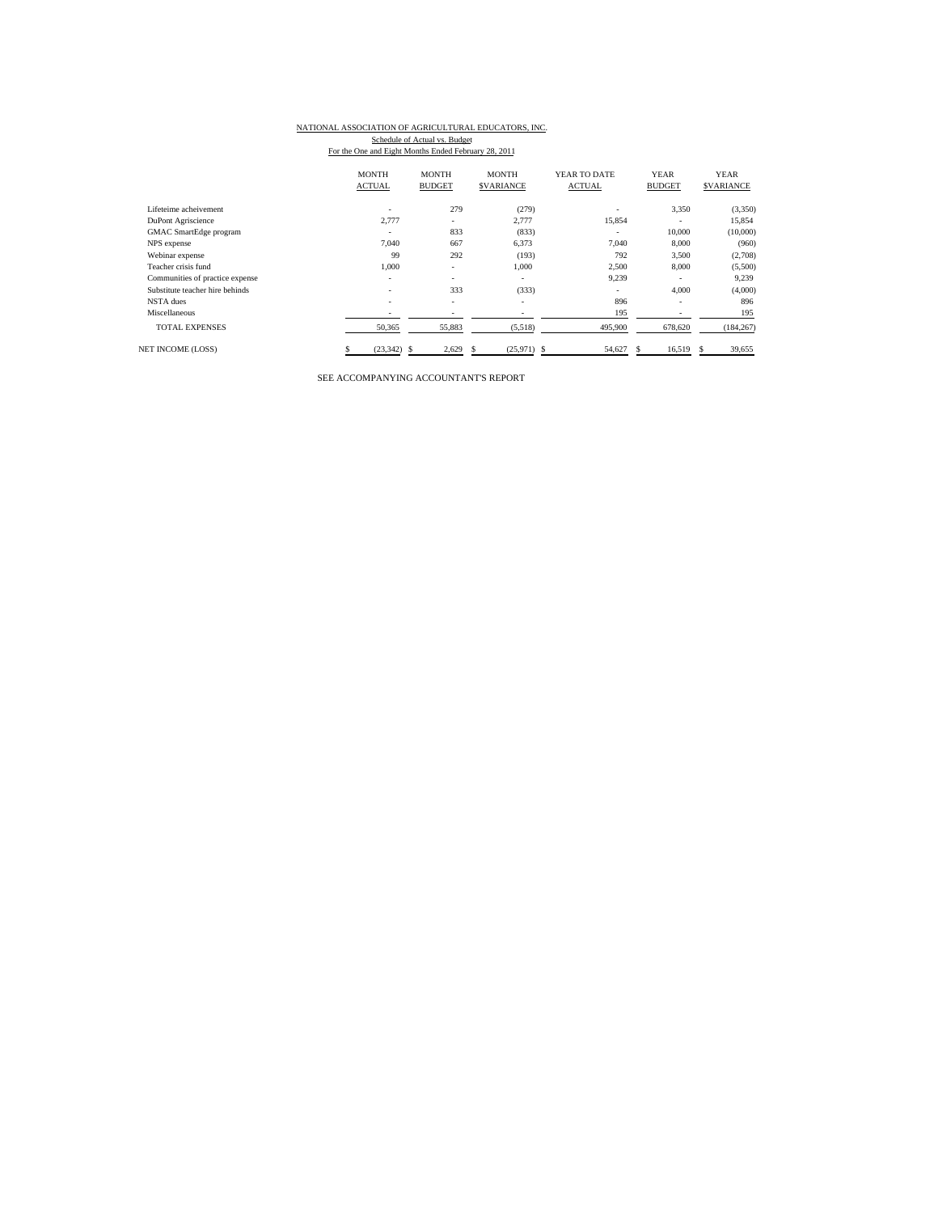NATIONAL ASSOCIATION OF AGRICULTURAL EDUCATORS, INC.

Schedule of Actual vs. Budget

For the One and Eight Months Ended February 28, 2011

| | MONTH ACTUAL | MONTH BUDGET | MONTH $VARIANCE | YEAR TO DATE ACTUAL | YEAR BUDGET | YEAR $VARIANCE |
|---|---|---|---|---|---|---|
| Lifeteime acheivement | - | 279 | (279) | - | 3,350 | (3,350) |
| DuPont Agriscience | 2,777 | - | 2,777 | 15,854 | - | 15,854 |
| GMAC SmartEdge program | - | 833 | (833) | - | 10,000 | (10,000) |
| NPS expense | 7,040 | 667 | 6,373 | 7,040 | 8,000 | (960) |
| Webinar expense | 99 | 292 | (193) | 792 | 3,500 | (2,708) |
| Teacher crisis fund | 1,000 | - | 1,000 | 2,500 | 8,000 | (5,500) |
| Communities of practice expense | - | - | - | 9,239 | - | 9,239 |
| Substitute teacher hire behinds | - | 333 | (333) | - | 4,000 | (4,000) |
| NSTA dues | - | - | - | 896 | - | 896 |
| Miscellaneous | - | - | - | 195 | - | 195 |
| TOTAL EXPENSES | 50,365 | 55,883 | (5,518) | 495,900 | 678,620 | (184,267) |
| NET INCOME (LOSS) | $ (23,342) | $ 2,629 | $ (25,971) | $ 54,627 | $ 16,519 | $ 39,655 |

SEE ACCOMPANYING ACCOUNTANT'S REPORT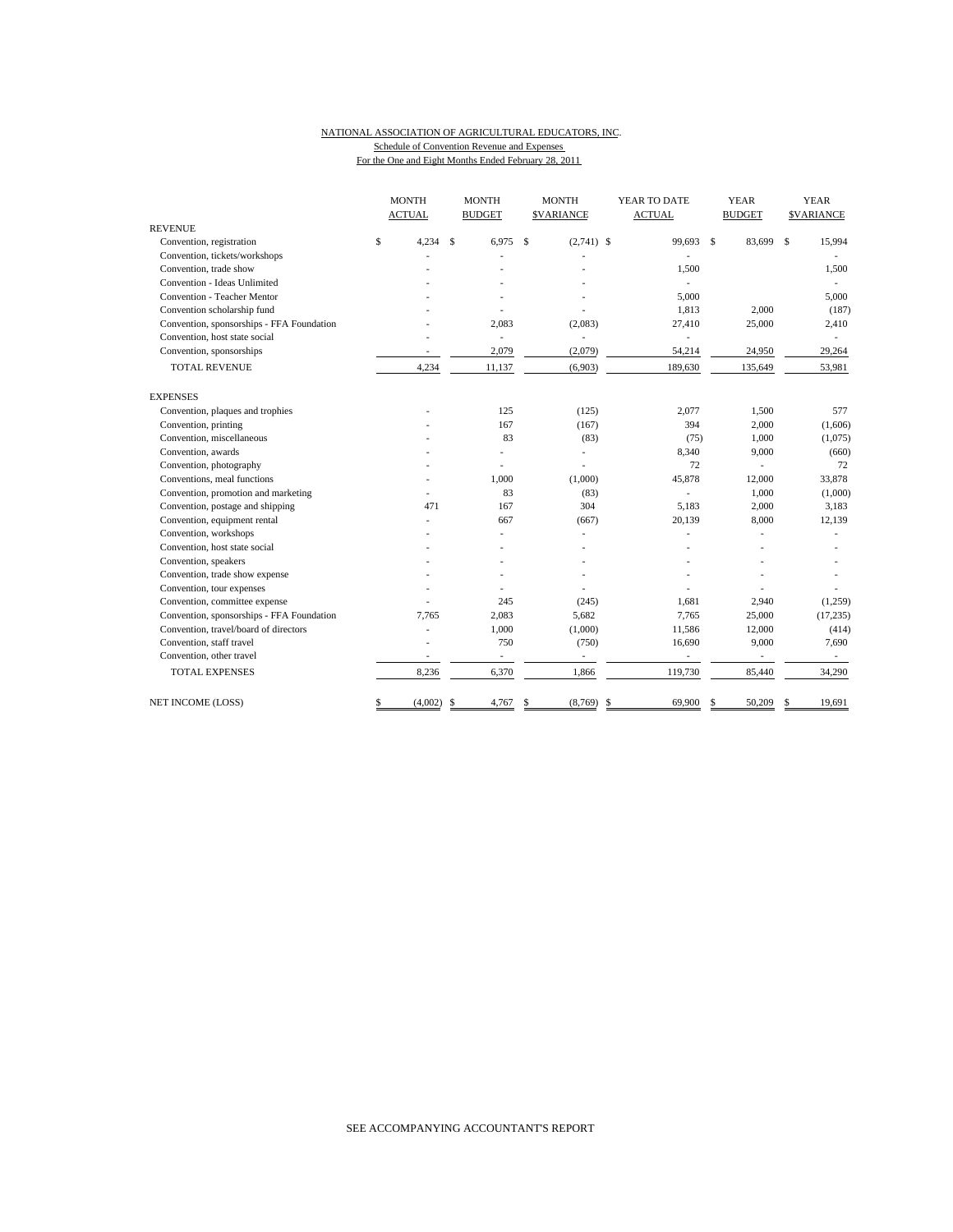NATIONAL ASSOCIATION OF AGRICULTURAL EDUCATORS, INC.

Schedule of Convention Revenue and Expenses

For the One and Eight Months Ended February 28, 2011

| | MONTH ACTUAL | MONTH BUDGET | MONTH $VARIANCE | YEAR TO DATE ACTUAL | YEAR BUDGET | YEAR $VARIANCE |
|---|---|---|---|---|---|---|
| REVENUE | | | | | | |
| Convention, registration | $ 4,234 | $ 6,975 | $ (2,741) | $ 99,693 | $ 83,699 | $ 15,994 |
| Convention, tickets/workshops | - | - | - | - | | - |
| Convention, trade show | - | - | - | 1,500 | | 1,500 |
| Convention - Ideas Unlimited | - | - | - | - | | - |
| Convention - Teacher Mentor | - | - | - | 5,000 | | 5,000 |
| Convention scholarship fund | - | - | - | 1,813 | 2,000 | (187) |
| Convention, sponsorships - FFA Foundation | - | 2,083 | (2,083) | 27,410 | 25,000 | 2,410 |
| Convention, host state social | - | - | - | - | | - |
| Convention, sponsorships | - | 2,079 | (2,079) | 54,214 | 24,950 | 29,264 |
| TOTAL REVENUE | 4,234 | 11,137 | (6,903) | 189,630 | 135,649 | 53,981 |
| EXPENSES | | | | | | |
| Convention, plaques and trophies | - | 125 | (125) | 2,077 | 1,500 | 577 |
| Convention, printing | - | 167 | (167) | 394 | 2,000 | (1,606) |
| Convention, miscellaneous | - | 83 | (83) | (75) | 1,000 | (1,075) |
| Convention, awards | - | - | - | 8,340 | 9,000 | (660) |
| Convention, photography | - | - | - | 72 | - | 72 |
| Conventions, meal functions | - | 1,000 | (1,000) | 45,878 | 12,000 | 33,878 |
| Convention, promotion and marketing | - | 83 | (83) | - | 1,000 | (1,000) |
| Convention, postage and shipping | 471 | 167 | 304 | 5,183 | 2,000 | 3,183 |
| Convention, equipment rental | - | 667 | (667) | 20,139 | 8,000 | 12,139 |
| Convention, workshops | - | - | - | - | - | - |
| Convention, host state social | - | - | - | - | - | - |
| Convention, speakers | - | - | - | - | - | - |
| Convention, trade show expense | - | - | - | - | - | - |
| Convention, tour expenses | - | - | - | - | - | - |
| Convention, committee expense | - | 245 | (245) | 1,681 | 2,940 | (1,259) |
| Convention, sponsorships - FFA Foundation | 7,765 | 2,083 | 5,682 | 7,765 | 25,000 | (17,235) |
| Convention, travel/board of directors | - | 1,000 | (1,000) | 11,586 | 12,000 | (414) |
| Convention, staff travel | - | 750 | (750) | 16,690 | 9,000 | 7,690 |
| Convention, other travel | - | - | - | - | - | - |
| TOTAL EXPENSES | 8,236 | 6,370 | 1,866 | 119,730 | 85,440 | 34,290 |
| NET INCOME (LOSS) | $ (4,002) | $ 4,767 | $ (8,769) | $ 69,900 | $ 50,209 | $ 19,691 |

SEE ACCOMPANYING ACCOUNTANT'S REPORT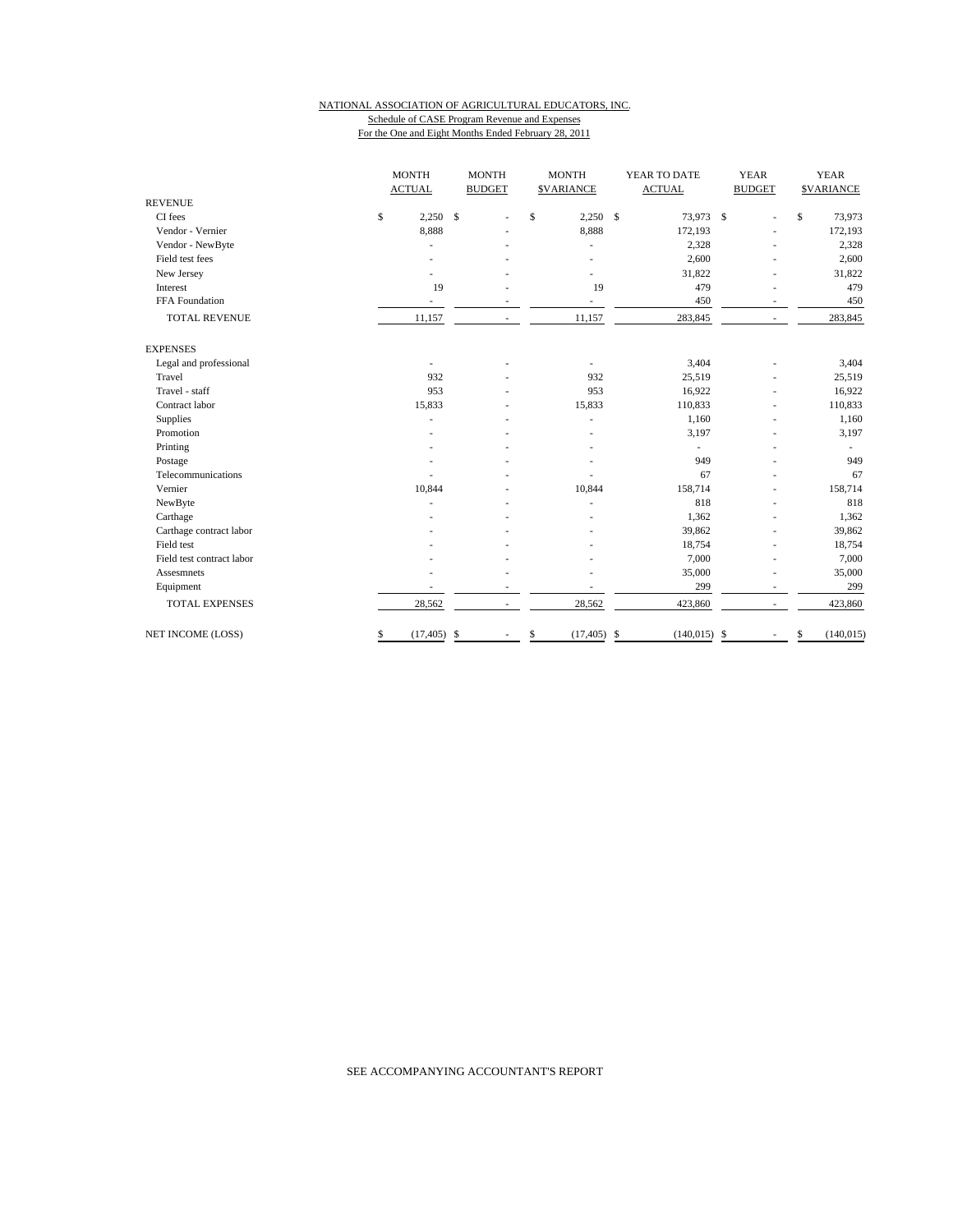NATIONAL ASSOCIATION OF AGRICULTURAL EDUCATORS, INC.

Schedule of CASE Program Revenue and Expenses

For the One and Eight Months Ended February 28, 2011

| | MONTH ACTUAL | MONTH BUDGET | MONTH $VARIANCE | YEAR TO DATE ACTUAL | YEAR BUDGET | YEAR $VARIANCE |
|---|---|---|---|---|---|---|
| REVENUE | | | | | | |
| CI fees | $ 2,250 | $ - | $ 2,250 | $ 73,973 | $ - | $ 73,973 |
| Vendor - Vernier | 8,888 | - | 8,888 | 172,193 | - | 172,193 |
| Vendor - NewByte | - | - | - | 2,328 | - | 2,328 |
| Field test fees | - | - | - | 2,600 | - | 2,600 |
| New Jersey | - | - | - | 31,822 | - | 31,822 |
| Interest | 19 | - | 19 | 479 | - | 479 |
| FFA Foundation | - | - | - | 450 | - | 450 |
| TOTAL REVENUE | 11,157 | - | 11,157 | 283,845 | - | 283,845 |
| EXPENSES | | | | | | |
| Legal and professional | - | - | - | 3,404 | - | 3,404 |
| Travel | 932 | - | 932 | 25,519 | - | 25,519 |
| Travel - staff | 953 | - | 953 | 16,922 | - | 16,922 |
| Contract labor | 15,833 | - | 15,833 | 110,833 | - | 110,833 |
| Supplies | - | - | - | 1,160 | - | 1,160 |
| Promotion | - | - | - | 3,197 | - | 3,197 |
| Printing | - | - | - | - | - | - |
| Postage | - | - | - | 949 | - | 949 |
| Telecommunications | - | - | - | 67 | - | 67 |
| Vernier | 10,844 | - | 10,844 | 158,714 | - | 158,714 |
| NewByte | - | - | - | 818 | - | 818 |
| Carthage | - | - | - | 1,362 | - | 1,362 |
| Carthage contract labor | - | - | - | 39,862 | - | 39,862 |
| Field test | - | - | - | 18,754 | - | 18,754 |
| Field test contract labor | - | - | - | 7,000 | - | 7,000 |
| Assesmnets | - | - | - | 35,000 | - | 35,000 |
| Equipment | - | - | - | 299 | - | 299 |
| TOTAL EXPENSES | 28,562 | - | 28,562 | 423,860 | - | 423,860 |
| NET INCOME (LOSS) | $ (17,405) | $ - | $ (17,405) | $ (140,015) | $ - | $ (140,015) |

SEE ACCOMPANYING ACCOUNTANT'S REPORT